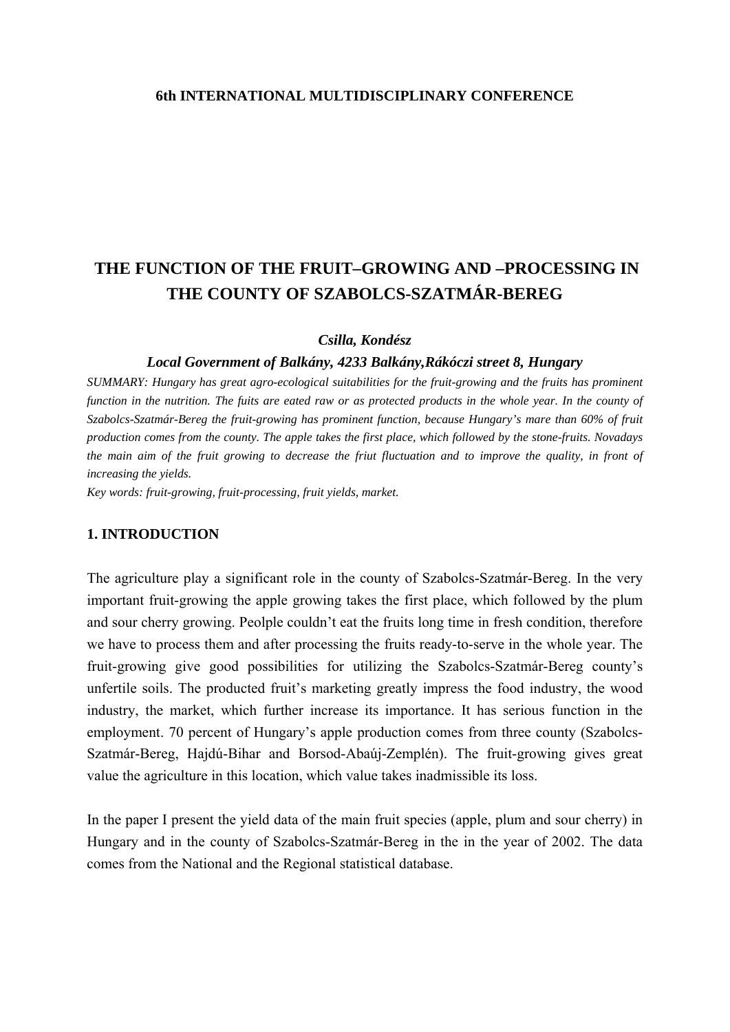**6th INTERNATIONAL MULTIDISCIPLINARY CONFERENCE**

# THE FUNCTION OF THE FRUIT–GROWING AND –PROCESSING IN THE COUNTY OF SZABOLCS-SZATMÁR-BEREG

***Csilla, Kondész***

***Local Government of Balkány, 4233 Balkány,Rákóczi street 8, Hungary***

*SUMMARY: Hungary has great agro-ecological suitabilities for the fruit-growing and the fruits has prominent function in the nutrition. The fuits are eated raw or as protected products in the whole year. In the county of Szabolcs-Szatmár-Bereg the fruit-growing has prominent function, because Hungary's mare than 60% of fruit production comes from the county. The apple takes the first place, which followed by the stone-fruits. Novadays the main aim of the fruit growing to decrease the friut fluctuation and to improve the quality, in front of increasing the yields.*

*Key words: fruit-growing, fruit-processing, fruit yields, market.*

## 1. INTRODUCTION

The agriculture play a significant role in the county of Szabolcs-Szatmár-Bereg. In the very important fruit-growing the apple growing takes the first place, which followed by the plum and sour cherry growing. Peolple couldn't eat the fruits long time in fresh condition, therefore we have to process them and after processing the fruits ready-to-serve in the whole year. The fruit-growing give good possibilities for utilizing the Szabolcs-Szatmár-Bereg county's unfertile soils. The producted fruit's marketing greatly impress the food industry, the wood industry, the market, which further increase its importance. It has serious function in the employment. 70 percent of Hungary's apple production comes from three county (Szabolcs-Szatmár-Bereg, Hajdú-Bihar and Borsod-Abaúj-Zemplén). The fruit-growing gives great value the agriculture in this location, which value takes inadmissible its loss.

In the paper I present the yield data of the main fruit species (apple, plum and sour cherry) in Hungary and in the county of Szabolcs-Szatmár-Bereg in the in the year of 2002. The data comes from the National and the Regional statistical database.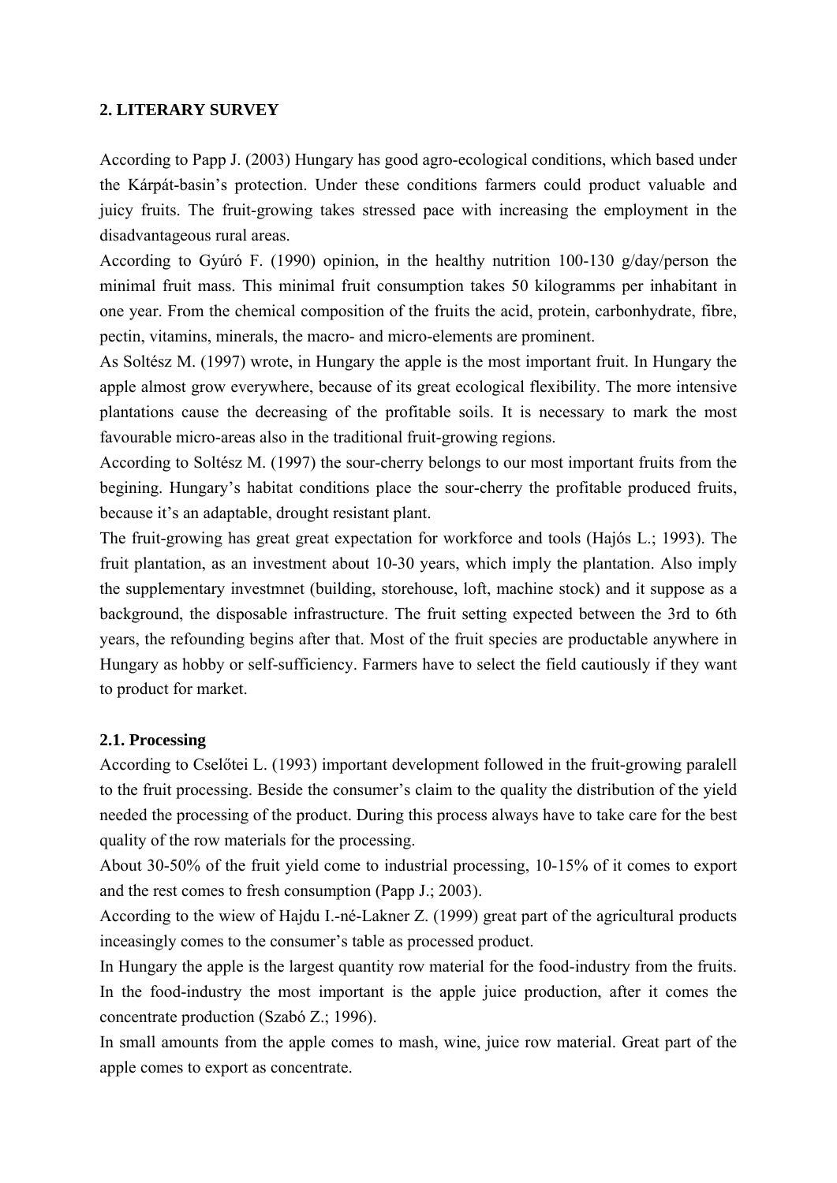## 2. LITERARY SURVEY

According to Papp J. (2003) Hungary has good agro-ecological conditions, which based under the Kárpát-basin's protection. Under these conditions farmers could product valuable and juicy fruits. The fruit-growing takes stressed pace with increasing the employment in the disadvantageous rural areas.

According to Gyúró F. (1990) opinion, in the healthy nutrition 100-130 g/day/person the minimal fruit mass. This minimal fruit consumption takes 50 kilogramms per inhabitant in one year. From the chemical composition of the fruits the acid, protein, carbonhydrate, fibre, pectin, vitamins, minerals, the macro- and micro-elements are prominent.

As Soltész M. (1997) wrote, in Hungary the apple is the most important fruit. In Hungary the apple almost grow everywhere, because of its great ecological flexibility. The more intensive plantations cause the decreasing of the profitable soils. It is necessary to mark the most favourable micro-areas also in the traditional fruit-growing regions.

According to Soltész M. (1997) the sour-cherry belongs to our most important fruits from the begining. Hungary's habitat conditions place the sour-cherry the profitable produced fruits, because it's an adaptable, drought resistant plant.

The fruit-growing has great great expectation for workforce and tools (Hajós L.; 1993). The fruit plantation, as an investment about 10-30 years, which imply the plantation. Also imply the supplementary investmnet (building, storehouse, loft, machine stock) and it suppose as a background, the disposable infrastructure. The fruit setting expected between the 3rd to 6th years, the refounding begins after that. Most of the fruit species are productable anywhere in Hungary as hobby or self-sufficiency. Farmers have to select the field cautiously if they want to product for market.

### 2.1. Processing

According to Cselőtei L. (1993) important development followed in the fruit-growing paralell to the fruit processing. Beside the consumer's claim to the quality the distribution of the yield needed the processing of the product. During this process always have to take care for the best quality of the row materials for the processing.

About 30-50% of the fruit yield come to industrial processing, 10-15% of it comes to export and the rest comes to fresh consumption (Papp J.; 2003).

According to the wiew of Hajdu I.-né-Lakner Z. (1999) great part of the agricultural products inceasingly comes to the consumer's table as processed product.

In Hungary the apple is the largest quantity row material for the food-industry from the fruits. In the food-industry the most important is the apple juice production, after it comes the concentrate production (Szabó Z.; 1996).

In small amounts from the apple comes to mash, wine, juice row material. Great part of the apple comes to export as concentrate.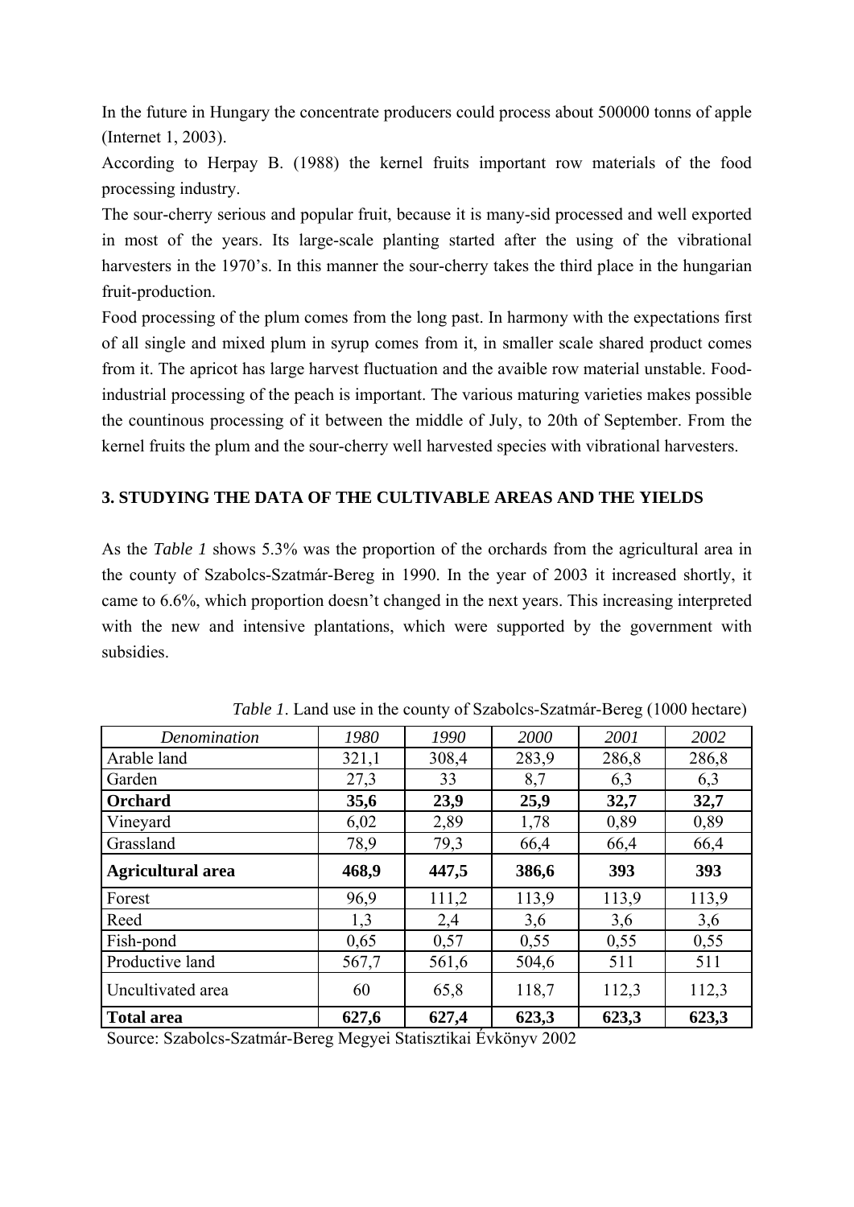In the future in Hungary the concentrate producers could process about 500000 tonns of apple (Internet 1, 2003).

According to Herpay B. (1988) the kernel fruits important row materials of the food processing industry.

The sour-cherry serious and popular fruit, because it is many-sid processed and well exported in most of the years. Its large-scale planting started after the using of the vibrational harvesters in the 1970's. In this manner the sour-cherry takes the third place in the hungarian fruit-production.

Food processing of the plum comes from the long past. In harmony with the expectations first of all single and mixed plum in syrup comes from it, in smaller scale shared product comes from it. The apricot has large harvest fluctuation and the avaible row material unstable. Food-industrial processing of the peach is important. The various maturing varieties makes possible the countinous processing of it between the middle of July, to 20th of September. From the kernel fruits the plum and the sour-cherry well harvested species with vibrational harvesters.

## 3. STUDYING THE DATA OF THE CULTIVABLE AREAS AND THE YIELDS

As the *Table 1* shows 5.3% was the proportion of the orchards from the agricultural area in the county of Szabolcs-Szatmár-Bereg in 1990. In the year of 2003 it increased shortly, it came to 6.6%, which proportion doesn't changed in the next years. This increasing interpreted with the new and intensive plantations, which were supported by the government with subsidies.

*Table 1*. Land use in the county of Szabolcs-Szatmár-Bereg (1000 hectare)

| *Denomination* | *1980* | *1990* | *2000* | *2001* | *2002* |
|---|---|---|---|---|---|
| Arable land | 321,1 | 308,4 | 283,9 | 286,8 | 286,8 |
| Garden | 27,3 | 33 | 8,7 | 6,3 | 6,3 |
| **Orchard** | **35,6** | **23,9** | **25,9** | **32,7** | **32,7** |
| Vineyard | 6,02 | 2,89 | 1,78 | 0,89 | 0,89 |
| Grassland | 78,9 | 79,3 | 66,4 | 66,4 | 66,4 |
| **Agricultural area** | **468,9** | **447,5** | **386,6** | **393** | **393** |
| Forest | 96,9 | 111,2 | 113,9 | 113,9 | 113,9 |
| Reed | 1,3 | 2,4 | 3,6 | 3,6 | 3,6 |
| Fish-pond | 0,65 | 0,57 | 0,55 | 0,55 | 0,55 |
| Productive land | 567,7 | 561,6 | 504,6 | 511 | 511 |
| Uncultivated area | 60 | 65,8 | 118,7 | 112,3 | 112,3 |
| **Total area** | **627,6** | **627,4** | **623,3** | **623,3** | **623,3** |

Source: Szabolcs-Szatmár-Bereg Megyei Statisztikai Évkönyv 2002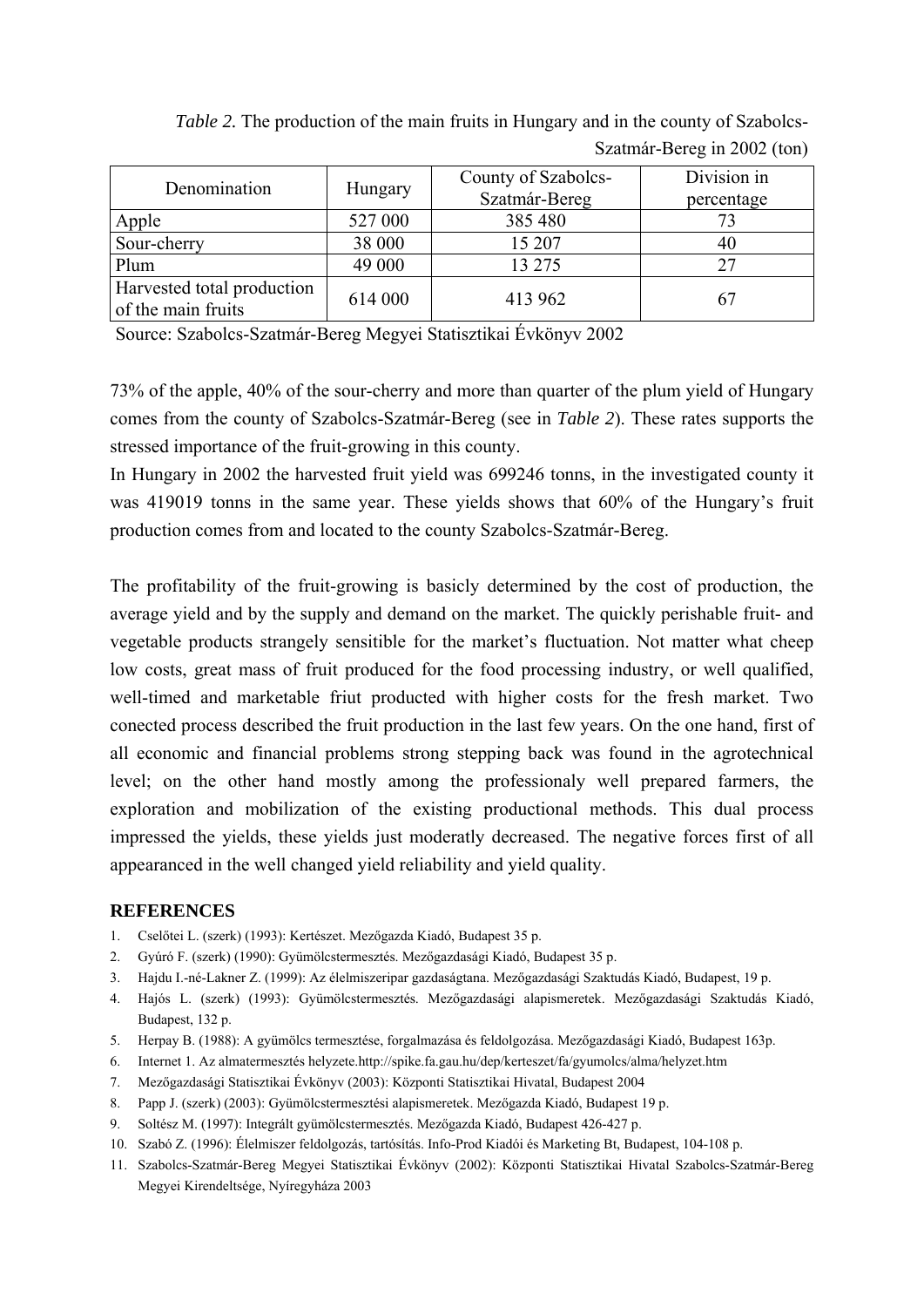*Table 2.* The production of the main fruits in Hungary and in the county of Szabolcs-Szatmár-Bereg in 2002 (ton)

| Denomination | Hungary | County of Szabolcs-Szatmár-Bereg | Division in percentage |
|---|---|---|---|
| Apple | 527 000 | 385 480 | 73 |
| Sour-cherry | 38 000 | 15 207 | 40 |
| Plum | 49 000 | 13 275 | 27 |
| Harvested total production of the main fruits | 614 000 | 413 962 | 67 |

Source: Szabolcs-Szatmár-Bereg Megyei Statisztikai Évkönyv 2002

73% of the apple, 40% of the sour-cherry and more than quarter of the plum yield of Hungary comes from the county of Szabolcs-Szatmár-Bereg (see in *Table 2*). These rates supports the stressed importance of the fruit-growing in this county.

In Hungary in 2002 the harvested fruit yield was 699246 tonns, in the investigated county it was 419019 tonns in the same year. These yields shows that 60% of the Hungary's fruit production comes from and located to the county Szabolcs-Szatmár-Bereg.

The profitability of the fruit-growing is basicly determined by the cost of production, the average yield and by the supply and demand on the market. The quickly perishable fruit- and vegetable products strangely sensitible for the market's fluctuation. Not matter what cheep low costs, great mass of fruit produced for the food processing industry, or well qualified, well-timed and marketable friut producted with higher costs for the fresh market. Two conected process described the fruit production in the last few years. On the one hand, first of all economic and financial problems strong stepping back was found in the agrotechnical level; on the other hand mostly among the professionaly well prepared farmers, the exploration and mobilization of the existing productional methods. This dual process impressed the yields, these yields just moderatly decreased. The negative forces first of all appearanced in the well changed yield reliability and yield quality.

## REFERENCES

1. Cselőtei L. (szerk) (1993): Kertészet. Mezőgazda Kiadó, Budapest 35 p.
2. Gyúró F. (szerk) (1990): Gyümölcstermesztés. Mezőgazdasági Kiadó, Budapest 35 p.
3. Hajdu I.-né-Lakner Z. (1999): Az élelmiszeripar gazdaságtana. Mezőgazdasági Szaktudás Kiadó, Budapest, 19 p.
4. Hajós L. (szerk) (1993): Gyümölcstermesztés. Mezőgazdasági alapismeretek. Mezőgazdasági Szaktudás Kiadó, Budapest, 132 p.
5. Herpay B. (1988): A gyümölcs termesztése, forgalmazása és feldolgozása. Mezőgazdasági Kiadó, Budapest 163p.
6. Internet 1. Az almatermesztés helyzete.http://spike.fa.gau.hu/dep/kerteszet/fa/gyumolcs/alma/helyzet.htm
7. Mezőgazdasági Statisztikai Évkönyv (2003): Központi Statisztikai Hivatal, Budapest 2004
8. Papp J. (szerk) (2003): Gyümölcstermesztési alapismeretek. Mezőgazda Kiadó, Budapest 19 p.
9. Soltész M. (1997): Integrált gyümölcstermesztés. Mezőgazda Kiadó, Budapest 426-427 p.
10. Szabó Z. (1996): Élelmiszer feldolgozás, tartósítás. Info-Prod Kiadói és Marketing Bt, Budapest, 104-108 p.
11. Szabolcs-Szatmár-Bereg Megyei Statisztikai Évkönyv (2002): Központi Statisztikai Hivatal Szabolcs-Szatmár-Bereg Megyei Kirendeltsége, Nyíregyháza 2003